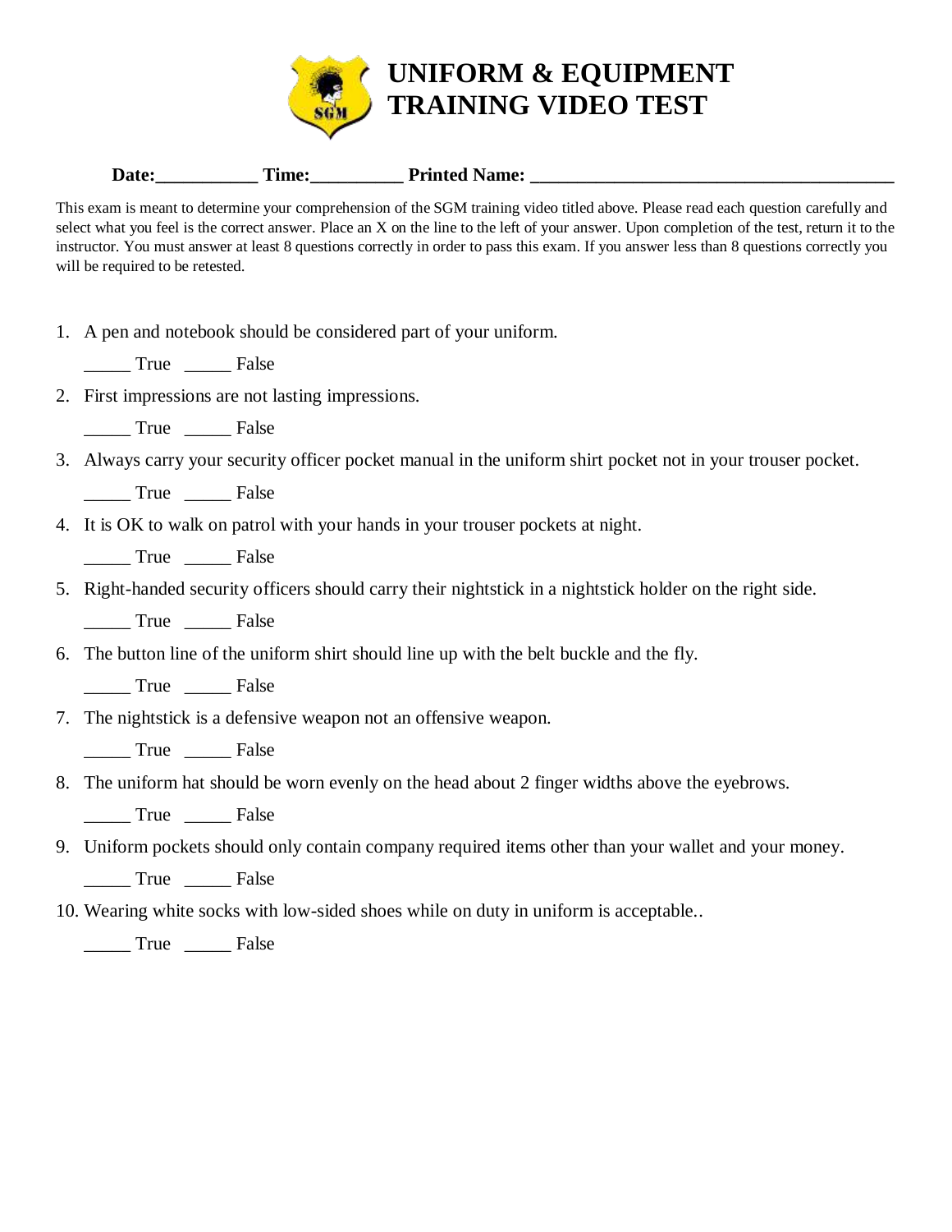# UNIFORM & EQUIPMENT TRAINING VIDEO TEST

**Date:___________ Time:__________ Printed Name: ________________________________________**

This exam is meant to determine your comprehension of the SGM training video titled above. Please read each question carefully and select what you feel is the correct answer. Place an X on the line to the left of your answer. Upon completion of the test, return it to the instructor. You must answer at least 8 questions correctly in order to pass this exam. If you answer less than 8 questions correctly you will be required to be retested.

1. A pen and notebook should be considered part of your uniform.

   _____ True _____ False

2. First impressions are not lasting impressions.

   _____ True _____ False

3. Always carry your security officer pocket manual in the uniform shirt pocket not in your trouser pocket.

   _____ True _____ False

4. It is OK to walk on patrol with your hands in your trouser pockets at night.

   _____ True _____ False

5. Right-handed security officers should carry their nightstick in a nightstick holder on the right side.

   _____ True _____ False

6. The button line of the uniform shirt should line up with the belt buckle and the fly.

   _____ True _____ False

7. The nightstick is a defensive weapon not an offensive weapon.

   _____ True _____ False

8. The uniform hat should be worn evenly on the head about 2 finger widths above the eyebrows.

   _____ True _____ False

9. Uniform pockets should only contain company required items other than your wallet and your money.

   _____ True _____ False

10. Wearing white socks with low-sided shoes while on duty in uniform is acceptable..

    _____ True _____ False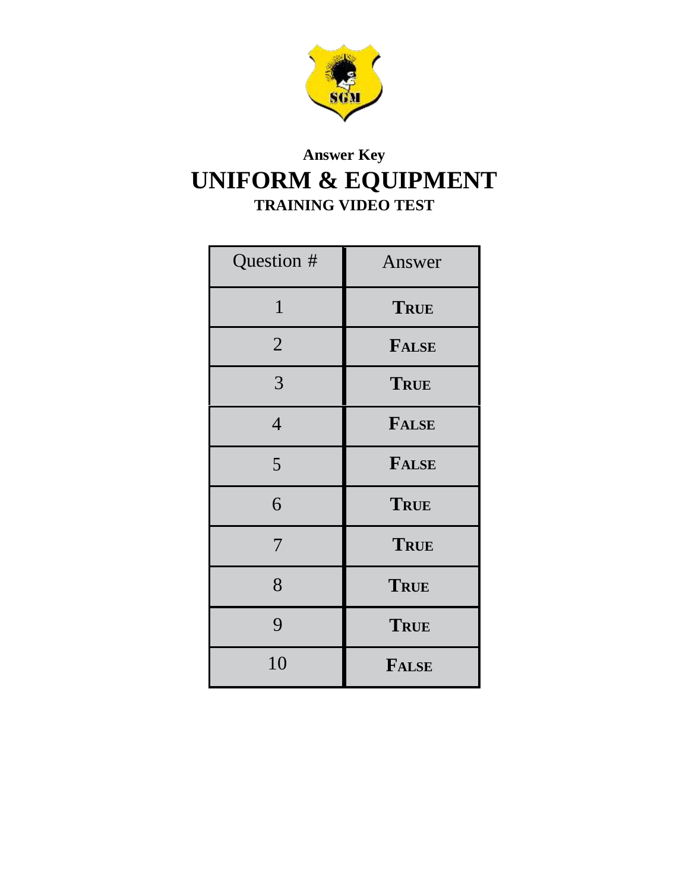**Answer Key**

# UNIFORM & EQUIPMENT

**TRAINING VIDEO TEST**

| Question # | Answer |
|---|---|
| 1 | **TRUE** |
| 2 | **FALSE** |
| 3 | **TRUE** |
| 4 | **FALSE** |
| 5 | **FALSE** |
| 6 | **TRUE** |
| 7 | **TRUE** |
| 8 | **TRUE** |
| 9 | **TRUE** |
| 10 | **FALSE** |